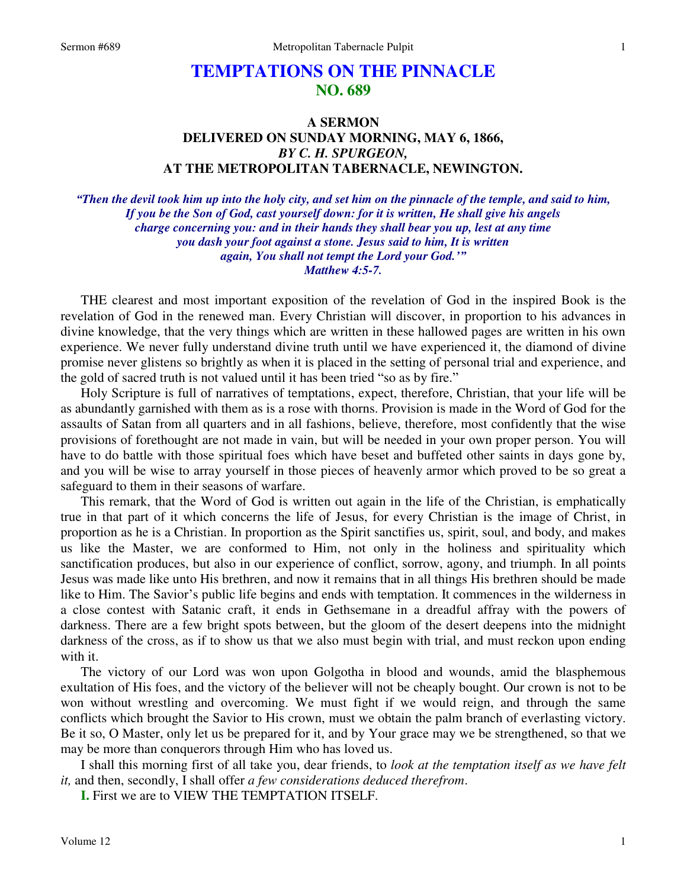# TEMPTATIONS ON THE PINNACLE
## NO. 689

### A SERMON
### DELIVERED ON SUNDAY MORNING, MAY 6, 1866,
### *BY C. H. SPURGEON,*
### AT THE METROPOLITAN TABERNACLE, NEWINGTON.

***"Then the devil took him up into the holy city, and set him on the pinnacle of the temple, and said to him, If you be the Son of God, cast yourself down: for it is written, He shall give his angels charge concerning you: and in their hands they shall bear you up, lest at any time you dash your foot against a stone. Jesus said to him, It is written again, You shall not tempt the Lord your God.'" Matthew 4:5-7.***

THE clearest and most important exposition of the revelation of God in the inspired Book is the revelation of God in the renewed man. Every Christian will discover, in proportion to his advances in divine knowledge, that the very things which are written in these hallowed pages are written in his own experience. We never fully understand divine truth until we have experienced it, the diamond of divine promise never glistens so brightly as when it is placed in the setting of personal trial and experience, and the gold of sacred truth is not valued until it has been tried "so as by fire."

Holy Scripture is full of narratives of temptations, expect, therefore, Christian, that your life will be as abundantly garnished with them as is a rose with thorns. Provision is made in the Word of God for the assaults of Satan from all quarters and in all fashions, believe, therefore, most confidently that the wise provisions of forethought are not made in vain, but will be needed in your own proper person. You will have to do battle with those spiritual foes which have beset and buffeted other saints in days gone by, and you will be wise to array yourself in those pieces of heavenly armor which proved to be so great a safeguard to them in their seasons of warfare.

This remark, that the Word of God is written out again in the life of the Christian, is emphatically true in that part of it which concerns the life of Jesus, for every Christian is the image of Christ, in proportion as he is a Christian. In proportion as the Spirit sanctifies us, spirit, soul, and body, and makes us like the Master, we are conformed to Him, not only in the holiness and spirituality which sanctification produces, but also in our experience of conflict, sorrow, agony, and triumph. In all points Jesus was made like unto His brethren, and now it remains that in all things His brethren should be made like to Him. The Savior's public life begins and ends with temptation. It commences in the wilderness in a close contest with Satanic craft, it ends in Gethsemane in a dreadful affray with the powers of darkness. There are a few bright spots between, but the gloom of the desert deepens into the midnight darkness of the cross, as if to show us that we also must begin with trial, and must reckon upon ending with it.

The victory of our Lord was won upon Golgotha in blood and wounds, amid the blasphemous exultation of His foes, and the victory of the believer will not be cheaply bought. Our crown is not to be won without wrestling and overcoming. We must fight if we would reign, and through the same conflicts which brought the Savior to His crown, must we obtain the palm branch of everlasting victory. Be it so, O Master, only let us be prepared for it, and by Your grace may we be strengthened, so that we may be more than conquerors through Him who has loved us.

I shall this morning first of all take you, dear friends, to *look at the temptation itself as we have felt it,* and then, secondly, I shall offer *a few considerations deduced therefrom*.

**I.** First we are to VIEW THE TEMPTATION ITSELF.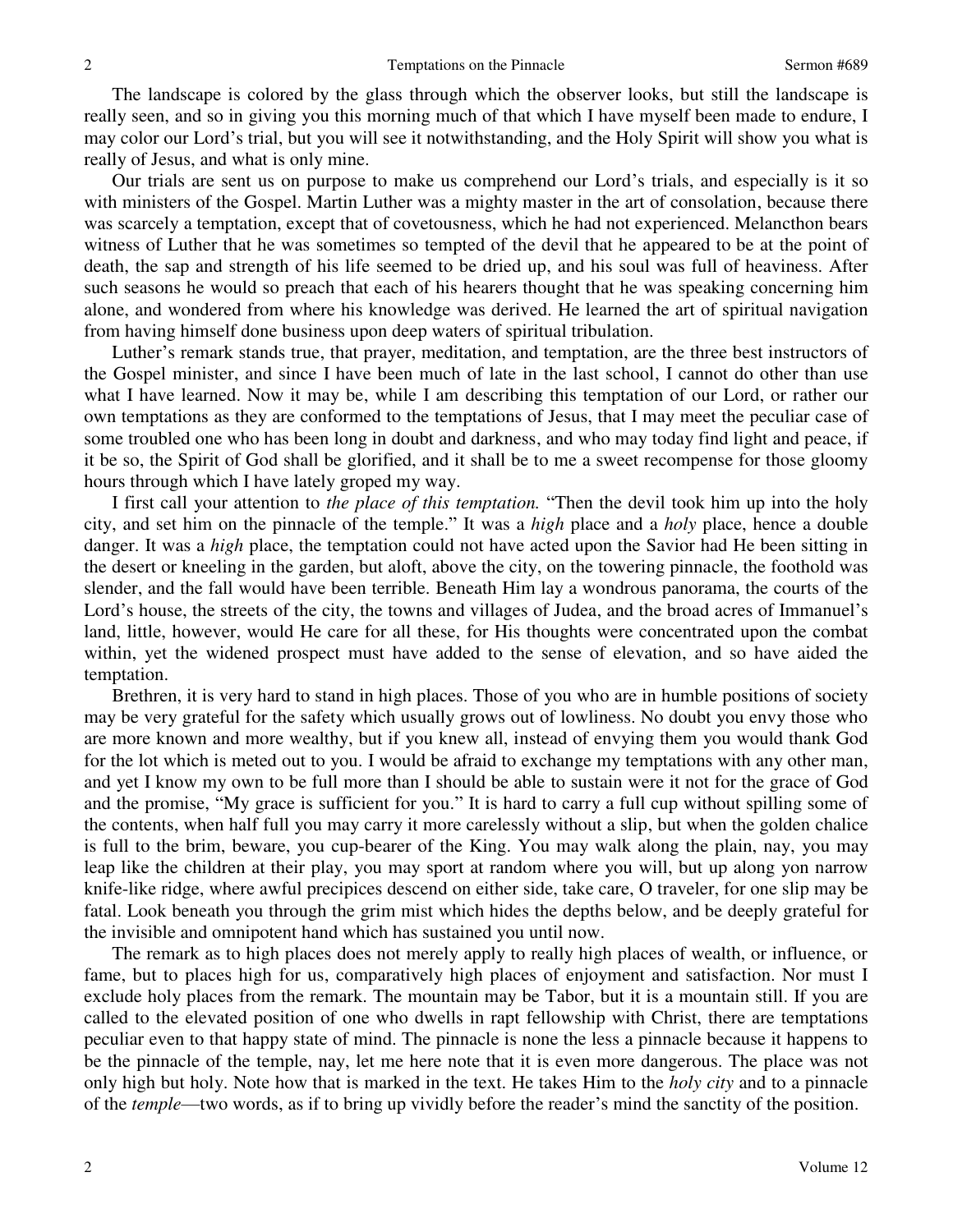The landscape is colored by the glass through which the observer looks, but still the landscape is really seen, and so in giving you this morning much of that which I have myself been made to endure, I may color our Lord's trial, but you will see it notwithstanding, and the Holy Spirit will show you what is really of Jesus, and what is only mine.

Our trials are sent us on purpose to make us comprehend our Lord's trials, and especially is it so with ministers of the Gospel. Martin Luther was a mighty master in the art of consolation, because there was scarcely a temptation, except that of covetousness, which he had not experienced. Melancthon bears witness of Luther that he was sometimes so tempted of the devil that he appeared to be at the point of death, the sap and strength of his life seemed to be dried up, and his soul was full of heaviness. After such seasons he would so preach that each of his hearers thought that he was speaking concerning him alone, and wondered from where his knowledge was derived. He learned the art of spiritual navigation from having himself done business upon deep waters of spiritual tribulation.

Luther's remark stands true, that prayer, meditation, and temptation, are the three best instructors of the Gospel minister, and since I have been much of late in the last school, I cannot do other than use what I have learned. Now it may be, while I am describing this temptation of our Lord, or rather our own temptations as they are conformed to the temptations of Jesus, that I may meet the peculiar case of some troubled one who has been long in doubt and darkness, and who may today find light and peace, if it be so, the Spirit of God shall be glorified, and it shall be to me a sweet recompense for those gloomy hours through which I have lately groped my way.

I first call your attention to *the place of this temptation.* "Then the devil took him up into the holy city, and set him on the pinnacle of the temple." It was a *high* place and a *holy* place, hence a double danger. It was a *high* place, the temptation could not have acted upon the Savior had He been sitting in the desert or kneeling in the garden, but aloft, above the city, on the towering pinnacle, the foothold was slender, and the fall would have been terrible. Beneath Him lay a wondrous panorama, the courts of the Lord's house, the streets of the city, the towns and villages of Judea, and the broad acres of Immanuel's land, little, however, would He care for all these, for His thoughts were concentrated upon the combat within, yet the widened prospect must have added to the sense of elevation, and so have aided the temptation.

Brethren, it is very hard to stand in high places. Those of you who are in humble positions of society may be very grateful for the safety which usually grows out of lowliness. No doubt you envy those who are more known and more wealthy, but if you knew all, instead of envying them you would thank God for the lot which is meted out to you. I would be afraid to exchange my temptations with any other man, and yet I know my own to be full more than I should be able to sustain were it not for the grace of God and the promise, "My grace is sufficient for you." It is hard to carry a full cup without spilling some of the contents, when half full you may carry it more carelessly without a slip, but when the golden chalice is full to the brim, beware, you cup-bearer of the King. You may walk along the plain, nay, you may leap like the children at their play, you may sport at random where you will, but up along yon narrow knife-like ridge, where awful precipices descend on either side, take care, O traveler, for one slip may be fatal. Look beneath you through the grim mist which hides the depths below, and be deeply grateful for the invisible and omnipotent hand which has sustained you until now.

The remark as to high places does not merely apply to really high places of wealth, or influence, or fame, but to places high for us, comparatively high places of enjoyment and satisfaction. Nor must I exclude holy places from the remark. The mountain may be Tabor, but it is a mountain still. If you are called to the elevated position of one who dwells in rapt fellowship with Christ, there are temptations peculiar even to that happy state of mind. The pinnacle is none the less a pinnacle because it happens to be the pinnacle of the temple, nay, let me here note that it is even more dangerous. The place was not only high but holy. Note how that is marked in the text. He takes Him to the *holy city* and to a pinnacle of the *temple*—two words, as if to bring up vividly before the reader's mind the sanctity of the position.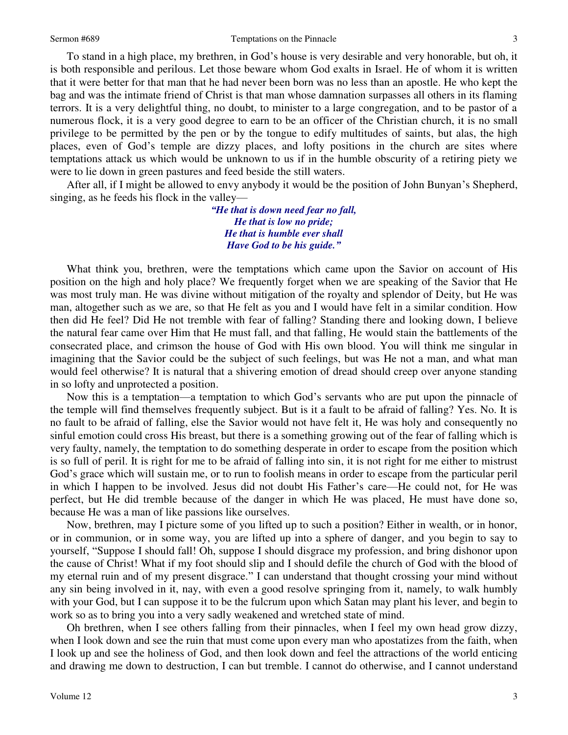To stand in a high place, my brethren, in God's house is very desirable and very honorable, but oh, it is both responsible and perilous. Let those beware whom God exalts in Israel. He of whom it is written that it were better for that man that he had never been born was no less than an apostle. He who kept the bag and was the intimate friend of Christ is that man whose damnation surpasses all others in its flaming terrors. It is a very delightful thing, no doubt, to minister to a large congregation, and to be pastor of a numerous flock, it is a very good degree to earn to be an officer of the Christian church, it is no small privilege to be permitted by the pen or by the tongue to edify multitudes of saints, but alas, the high places, even of God's temple are dizzy places, and lofty positions in the church are sites where temptations attack us which would be unknown to us if in the humble obscurity of a retiring piety we were to lie down in green pastures and feed beside the still waters.

After all, if I might be allowed to envy anybody it would be the position of John Bunyan's Shepherd, singing, as he feeds his flock in the valley—

*"He that is down need fear no fall,*
*He that is low no pride;*
*He that is humble ever shall*
*Have God to be his guide."*

What think you, brethren, were the temptations which came upon the Savior on account of His position on the high and holy place? We frequently forget when we are speaking of the Savior that He was most truly man. He was divine without mitigation of the royalty and splendor of Deity, but He was man, altogether such as we are, so that He felt as you and I would have felt in a similar condition. How then did He feel? Did He not tremble with fear of falling? Standing there and looking down, I believe the natural fear came over Him that He must fall, and that falling, He would stain the battlements of the consecrated place, and crimson the house of God with His own blood. You will think me singular in imagining that the Savior could be the subject of such feelings, but was He not a man, and what man would feel otherwise? It is natural that a shivering emotion of dread should creep over anyone standing in so lofty and unprotected a position.

Now this is a temptation—a temptation to which God's servants who are put upon the pinnacle of the temple will find themselves frequently subject. But is it a fault to be afraid of falling? Yes. No. It is no fault to be afraid of falling, else the Savior would not have felt it, He was holy and consequently no sinful emotion could cross His breast, but there is a something growing out of the fear of falling which is very faulty, namely, the temptation to do something desperate in order to escape from the position which is so full of peril. It is right for me to be afraid of falling into sin, it is not right for me either to mistrust God's grace which will sustain me, or to run to foolish means in order to escape from the particular peril in which I happen to be involved. Jesus did not doubt His Father's care—He could not, for He was perfect, but He did tremble because of the danger in which He was placed, He must have done so, because He was a man of like passions like ourselves.

Now, brethren, may I picture some of you lifted up to such a position? Either in wealth, or in honor, or in communion, or in some way, you are lifted up into a sphere of danger, and you begin to say to yourself, "Suppose I should fall! Oh, suppose I should disgrace my profession, and bring dishonor upon the cause of Christ! What if my foot should slip and I should defile the church of God with the blood of my eternal ruin and of my present disgrace." I can understand that thought crossing your mind without any sin being involved in it, nay, with even a good resolve springing from it, namely, to walk humbly with your God, but I can suppose it to be the fulcrum upon which Satan may plant his lever, and begin to work so as to bring you into a very sadly weakened and wretched state of mind.

Oh brethren, when I see others falling from their pinnacles, when I feel my own head grow dizzy, when I look down and see the ruin that must come upon every man who apostatizes from the faith, when I look up and see the holiness of God, and then look down and feel the attractions of the world enticing and drawing me down to destruction, I can but tremble. I cannot do otherwise, and I cannot understand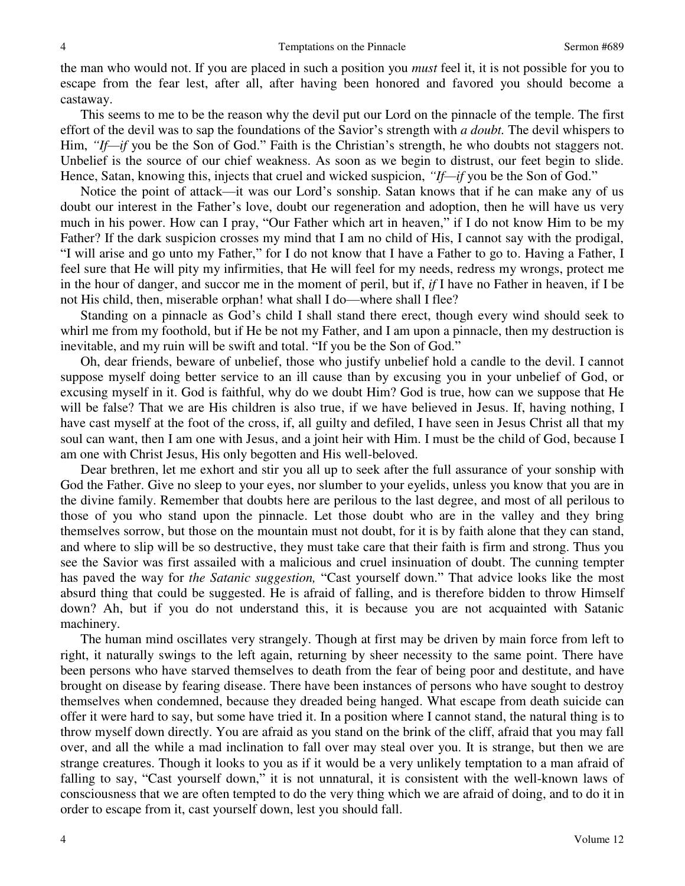the man who would not. If you are placed in such a position you *must* feel it, it is not possible for you to escape from the fear lest, after all, after having been honored and favored you should become a castaway.

This seems to me to be the reason why the devil put our Lord on the pinnacle of the temple. The first effort of the devil was to sap the foundations of the Savior's strength with *a doubt.* The devil whispers to Him, *"If—if* you be the Son of God." Faith is the Christian's strength, he who doubts not staggers not. Unbelief is the source of our chief weakness. As soon as we begin to distrust, our feet begin to slide. Hence, Satan, knowing this, injects that cruel and wicked suspicion, *"If—if* you be the Son of God."

Notice the point of attack—it was our Lord's sonship. Satan knows that if he can make any of us doubt our interest in the Father's love, doubt our regeneration and adoption, then he will have us very much in his power. How can I pray, "Our Father which art in heaven," if I do not know Him to be my Father? If the dark suspicion crosses my mind that I am no child of His, I cannot say with the prodigal, "I will arise and go unto my Father," for I do not know that I have a Father to go to. Having a Father, I feel sure that He will pity my infirmities, that He will feel for my needs, redress my wrongs, protect me in the hour of danger, and succor me in the moment of peril, but if, *if* I have no Father in heaven, if I be not His child, then, miserable orphan! what shall I do—where shall I flee?

Standing on a pinnacle as God's child I shall stand there erect, though every wind should seek to whirl me from my foothold, but if He be not my Father, and I am upon a pinnacle, then my destruction is inevitable, and my ruin will be swift and total. "If you be the Son of God."

Oh, dear friends, beware of unbelief, those who justify unbelief hold a candle to the devil. I cannot suppose myself doing better service to an ill cause than by excusing you in your unbelief of God, or excusing myself in it. God is faithful, why do we doubt Him? God is true, how can we suppose that He will be false? That we are His children is also true, if we have believed in Jesus. If, having nothing, I have cast myself at the foot of the cross, if, all guilty and defiled, I have seen in Jesus Christ all that my soul can want, then I am one with Jesus, and a joint heir with Him. I must be the child of God, because I am one with Christ Jesus, His only begotten and His well-beloved.

Dear brethren, let me exhort and stir you all up to seek after the full assurance of your sonship with God the Father. Give no sleep to your eyes, nor slumber to your eyelids, unless you know that you are in the divine family. Remember that doubts here are perilous to the last degree, and most of all perilous to those of you who stand upon the pinnacle. Let those doubt who are in the valley and they bring themselves sorrow, but those on the mountain must not doubt, for it is by faith alone that they can stand, and where to slip will be so destructive, they must take care that their faith is firm and strong. Thus you see the Savior was first assailed with a malicious and cruel insinuation of doubt. The cunning tempter has paved the way for *the Satanic suggestion,* "Cast yourself down." That advice looks like the most absurd thing that could be suggested. He is afraid of falling, and is therefore bidden to throw Himself down? Ah, but if you do not understand this, it is because you are not acquainted with Satanic machinery.

The human mind oscillates very strangely. Though at first may be driven by main force from left to right, it naturally swings to the left again, returning by sheer necessity to the same point. There have been persons who have starved themselves to death from the fear of being poor and destitute, and have brought on disease by fearing disease. There have been instances of persons who have sought to destroy themselves when condemned, because they dreaded being hanged. What escape from death suicide can offer it were hard to say, but some have tried it. In a position where I cannot stand, the natural thing is to throw myself down directly. You are afraid as you stand on the brink of the cliff, afraid that you may fall over, and all the while a mad inclination to fall over may steal over you. It is strange, but then we are strange creatures. Though it looks to you as if it would be a very unlikely temptation to a man afraid of falling to say, "Cast yourself down," it is not unnatural, it is consistent with the well-known laws of consciousness that we are often tempted to do the very thing which we are afraid of doing, and to do it in order to escape from it, cast yourself down, lest you should fall.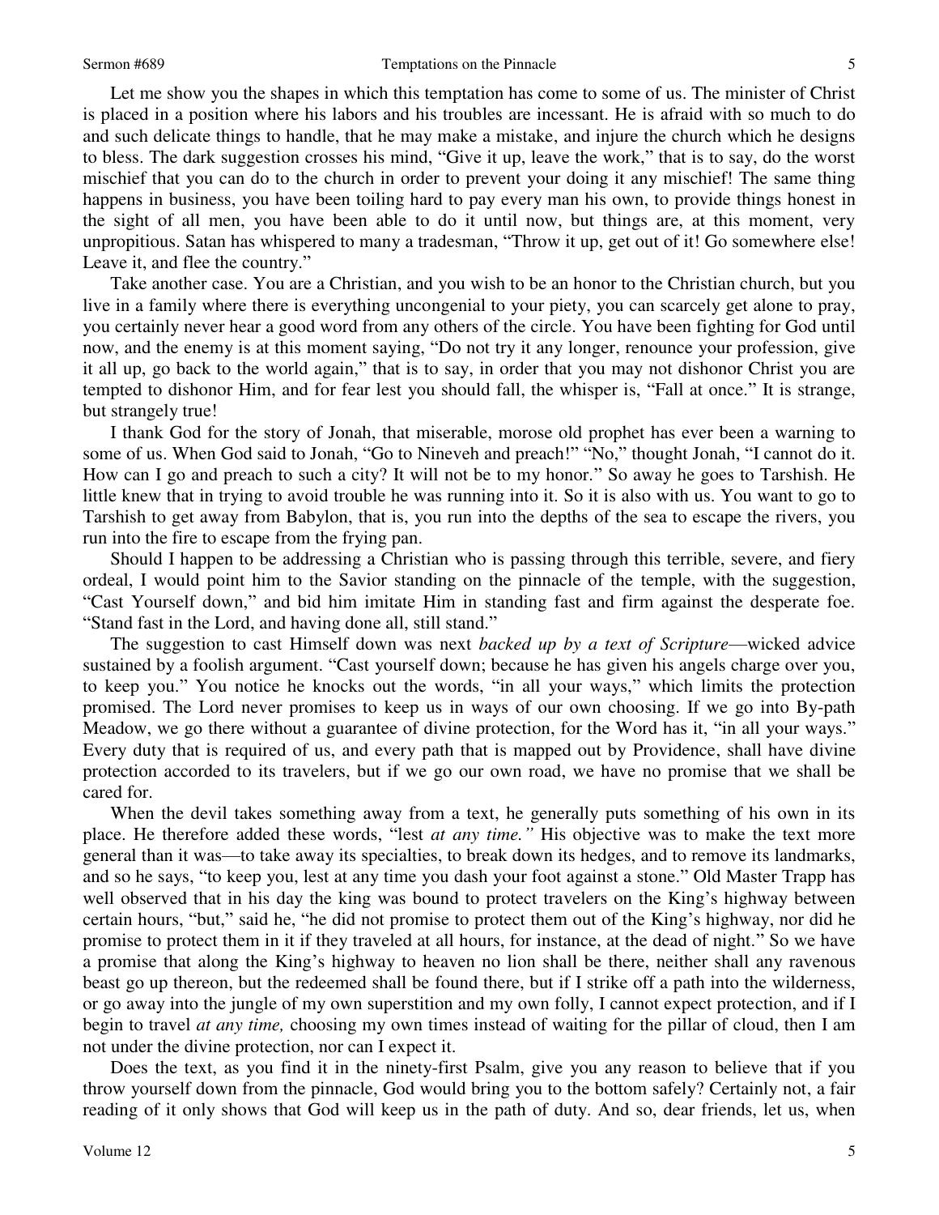Let me show you the shapes in which this temptation has come to some of us. The minister of Christ is placed in a position where his labors and his troubles are incessant. He is afraid with so much to do and such delicate things to handle, that he may make a mistake, and injure the church which he designs to bless. The dark suggestion crosses his mind, "Give it up, leave the work," that is to say, do the worst mischief that you can do to the church in order to prevent your doing it any mischief! The same thing happens in business, you have been toiling hard to pay every man his own, to provide things honest in the sight of all men, you have been able to do it until now, but things are, at this moment, very unpropitious. Satan has whispered to many a tradesman, "Throw it up, get out of it! Go somewhere else! Leave it, and flee the country."

Take another case. You are a Christian, and you wish to be an honor to the Christian church, but you live in a family where there is everything uncongenial to your piety, you can scarcely get alone to pray, you certainly never hear a good word from any others of the circle. You have been fighting for God until now, and the enemy is at this moment saying, "Do not try it any longer, renounce your profession, give it all up, go back to the world again," that is to say, in order that you may not dishonor Christ you are tempted to dishonor Him, and for fear lest you should fall, the whisper is, "Fall at once." It is strange, but strangely true!

I thank God for the story of Jonah, that miserable, morose old prophet has ever been a warning to some of us. When God said to Jonah, "Go to Nineveh and preach!" "No," thought Jonah, "I cannot do it. How can I go and preach to such a city? It will not be to my honor." So away he goes to Tarshish. He little knew that in trying to avoid trouble he was running into it. So it is also with us. You want to go to Tarshish to get away from Babylon, that is, you run into the depths of the sea to escape the rivers, you run into the fire to escape from the frying pan.

Should I happen to be addressing a Christian who is passing through this terrible, severe, and fiery ordeal, I would point him to the Savior standing on the pinnacle of the temple, with the suggestion, "Cast Yourself down," and bid him imitate Him in standing fast and firm against the desperate foe. "Stand fast in the Lord, and having done all, still stand."

The suggestion to cast Himself down was next *backed up by a text of Scripture*—wicked advice sustained by a foolish argument. "Cast yourself down; because he has given his angels charge over you, to keep you." You notice he knocks out the words, "in all your ways," which limits the protection promised. The Lord never promises to keep us in ways of our own choosing. If we go into By-path Meadow, we go there without a guarantee of divine protection, for the Word has it, "in all your ways." Every duty that is required of us, and every path that is mapped out by Providence, shall have divine protection accorded to its travelers, but if we go our own road, we have no promise that we shall be cared for.

When the devil takes something away from a text, he generally puts something of his own in its place. He therefore added these words, "lest *at any time."* His objective was to make the text more general than it was—to take away its specialties, to break down its hedges, and to remove its landmarks, and so he says, "to keep you, lest at any time you dash your foot against a stone." Old Master Trapp has well observed that in his day the king was bound to protect travelers on the King's highway between certain hours, "but," said he, "he did not promise to protect them out of the King's highway, nor did he promise to protect them in it if they traveled at all hours, for instance, at the dead of night." So we have a promise that along the King's highway to heaven no lion shall be there, neither shall any ravenous beast go up thereon, but the redeemed shall be found there, but if I strike off a path into the wilderness, or go away into the jungle of my own superstition and my own folly, I cannot expect protection, and if I begin to travel *at any time,* choosing my own times instead of waiting for the pillar of cloud, then I am not under the divine protection, nor can I expect it.

Does the text, as you find it in the ninety-first Psalm, give you any reason to believe that if you throw yourself down from the pinnacle, God would bring you to the bottom safely? Certainly not, a fair reading of it only shows that God will keep us in the path of duty. And so, dear friends, let us, when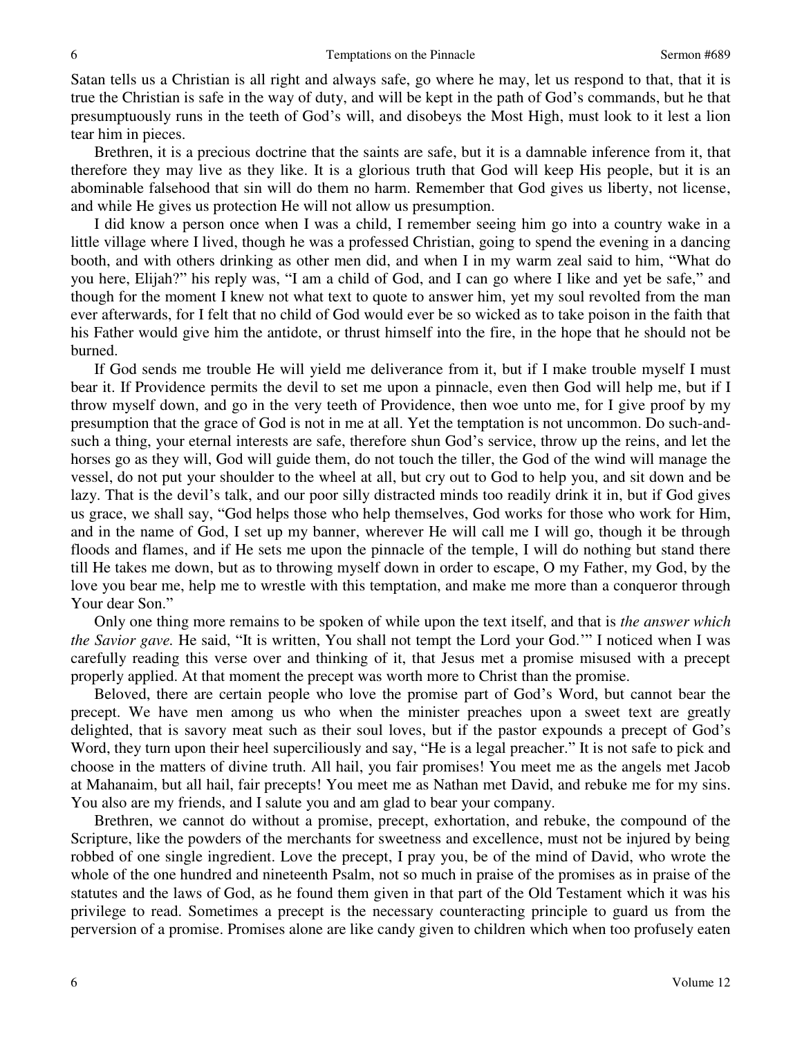Satan tells us a Christian is all right and always safe, go where he may, let us respond to that, that it is true the Christian is safe in the way of duty, and will be kept in the path of God's commands, but he that presumptuously runs in the teeth of God's will, and disobeys the Most High, must look to it lest a lion tear him in pieces.

Brethren, it is a precious doctrine that the saints are safe, but it is a damnable inference from it, that therefore they may live as they like. It is a glorious truth that God will keep His people, but it is an abominable falsehood that sin will do them no harm. Remember that God gives us liberty, not license, and while He gives us protection He will not allow us presumption.

I did know a person once when I was a child, I remember seeing him go into a country wake in a little village where I lived, though he was a professed Christian, going to spend the evening in a dancing booth, and with others drinking as other men did, and when I in my warm zeal said to him, "What do you here, Elijah?" his reply was, "I am a child of God, and I can go where I like and yet be safe," and though for the moment I knew not what text to quote to answer him, yet my soul revolted from the man ever afterwards, for I felt that no child of God would ever be so wicked as to take poison in the faith that his Father would give him the antidote, or thrust himself into the fire, in the hope that he should not be burned.

If God sends me trouble He will yield me deliverance from it, but if I make trouble myself I must bear it. If Providence permits the devil to set me upon a pinnacle, even then God will help me, but if I throw myself down, and go in the very teeth of Providence, then woe unto me, for I give proof by my presumption that the grace of God is not in me at all. Yet the temptation is not uncommon. Do such-and-such a thing, your eternal interests are safe, therefore shun God's service, throw up the reins, and let the horses go as they will, God will guide them, do not touch the tiller, the God of the wind will manage the vessel, do not put your shoulder to the wheel at all, but cry out to God to help you, and sit down and be lazy. That is the devil's talk, and our poor silly distracted minds too readily drink it in, but if God gives us grace, we shall say, "God helps those who help themselves, God works for those who work for Him, and in the name of God, I set up my banner, wherever He will call me I will go, though it be through floods and flames, and if He sets me upon the pinnacle of the temple, I will do nothing but stand there till He takes me down, but as to throwing myself down in order to escape, O my Father, my God, by the love you bear me, help me to wrestle with this temptation, and make me more than a conqueror through Your dear Son."

Only one thing more remains to be spoken of while upon the text itself, and that is *the answer which the Savior gave.* He said, "It is written, You shall not tempt the Lord your God.'" I noticed when I was carefully reading this verse over and thinking of it, that Jesus met a promise misused with a precept properly applied. At that moment the precept was worth more to Christ than the promise.

Beloved, there are certain people who love the promise part of God's Word, but cannot bear the precept. We have men among us who when the minister preaches upon a sweet text are greatly delighted, that is savory meat such as their soul loves, but if the pastor expounds a precept of God's Word, they turn upon their heel superciliously and say, "He is a legal preacher." It is not safe to pick and choose in the matters of divine truth. All hail, you fair promises! You meet me as the angels met Jacob at Mahanaim, but all hail, fair precepts! You meet me as Nathan met David, and rebuke me for my sins. You also are my friends, and I salute you and am glad to bear your company.

Brethren, we cannot do without a promise, precept, exhortation, and rebuke, the compound of the Scripture, like the powders of the merchants for sweetness and excellence, must not be injured by being robbed of one single ingredient. Love the precept, I pray you, be of the mind of David, who wrote the whole of the one hundred and nineteenth Psalm, not so much in praise of the promises as in praise of the statutes and the laws of God, as he found them given in that part of the Old Testament which it was his privilege to read. Sometimes a precept is the necessary counteracting principle to guard us from the perversion of a promise. Promises alone are like candy given to children which when too profusely eaten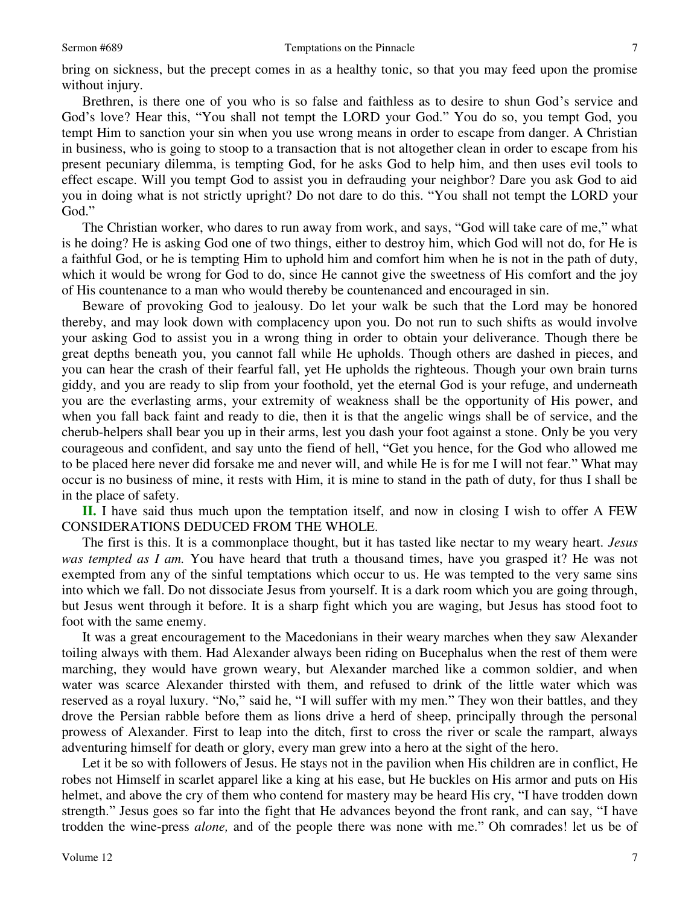bring on sickness, but the precept comes in as a healthy tonic, so that you may feed upon the promise without injury.

Brethren, is there one of you who is so false and faithless as to desire to shun God's service and God's love? Hear this, "You shall not tempt the LORD your God." You do so, you tempt God, you tempt Him to sanction your sin when you use wrong means in order to escape from danger. A Christian in business, who is going to stoop to a transaction that is not altogether clean in order to escape from his present pecuniary dilemma, is tempting God, for he asks God to help him, and then uses evil tools to effect escape. Will you tempt God to assist you in defrauding your neighbor? Dare you ask God to aid you in doing what is not strictly upright? Do not dare to do this. "You shall not tempt the LORD your God."

The Christian worker, who dares to run away from work, and says, "God will take care of me," what is he doing? He is asking God one of two things, either to destroy him, which God will not do, for He is a faithful God, or he is tempting Him to uphold him and comfort him when he is not in the path of duty, which it would be wrong for God to do, since He cannot give the sweetness of His comfort and the joy of His countenance to a man who would thereby be countenanced and encouraged in sin.

Beware of provoking God to jealousy. Do let your walk be such that the Lord may be honored thereby, and may look down with complacency upon you. Do not run to such shifts as would involve your asking God to assist you in a wrong thing in order to obtain your deliverance. Though there be great depths beneath you, you cannot fall while He upholds. Though others are dashed in pieces, and you can hear the crash of their fearful fall, yet He upholds the righteous. Though your own brain turns giddy, and you are ready to slip from your foothold, yet the eternal God is your refuge, and underneath you are the everlasting arms, your extremity of weakness shall be the opportunity of His power, and when you fall back faint and ready to die, then it is that the angelic wings shall be of service, and the cherub-helpers shall bear you up in their arms, lest you dash your foot against a stone. Only be you very courageous and confident, and say unto the fiend of hell, "Get you hence, for the God who allowed me to be placed here never did forsake me and never will, and while He is for me I will not fear." What may occur is no business of mine, it rests with Him, it is mine to stand in the path of duty, for thus I shall be in the place of safety.

**II.** I have said thus much upon the temptation itself, and now in closing I wish to offer A FEW CONSIDERATIONS DEDUCED FROM THE WHOLE.

The first is this. It is a commonplace thought, but it has tasted like nectar to my weary heart. *Jesus was tempted as I am.* You have heard that truth a thousand times, have you grasped it? He was not exempted from any of the sinful temptations which occur to us. He was tempted to the very same sins into which we fall. Do not dissociate Jesus from yourself. It is a dark room which you are going through, but Jesus went through it before. It is a sharp fight which you are waging, but Jesus has stood foot to foot with the same enemy.

It was a great encouragement to the Macedonians in their weary marches when they saw Alexander toiling always with them. Had Alexander always been riding on Bucephalus when the rest of them were marching, they would have grown weary, but Alexander marched like a common soldier, and when water was scarce Alexander thirsted with them, and refused to drink of the little water which was reserved as a royal luxury. "No," said he, "I will suffer with my men." They won their battles, and they drove the Persian rabble before them as lions drive a herd of sheep, principally through the personal prowess of Alexander. First to leap into the ditch, first to cross the river or scale the rampart, always adventuring himself for death or glory, every man grew into a hero at the sight of the hero.

Let it be so with followers of Jesus. He stays not in the pavilion when His children are in conflict, He robes not Himself in scarlet apparel like a king at his ease, but He buckles on His armor and puts on His helmet, and above the cry of them who contend for mastery may be heard His cry, "I have trodden down strength." Jesus goes so far into the fight that He advances beyond the front rank, and can say, "I have trodden the wine-press *alone,* and of the people there was none with me." Oh comrades! let us be of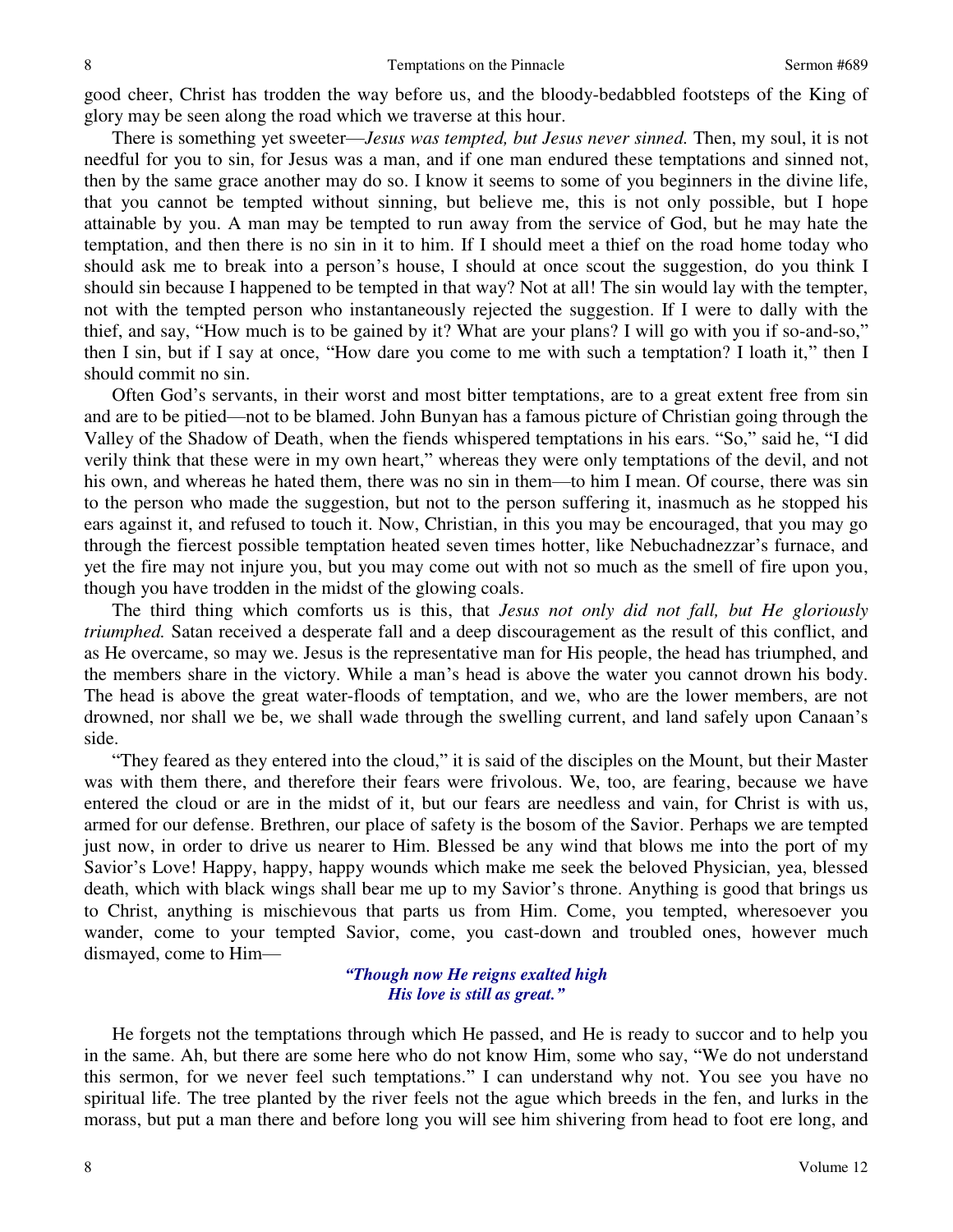good cheer, Christ has trodden the way before us, and the bloody-bedabbled footsteps of the King of glory may be seen along the road which we traverse at this hour.

There is something yet sweeter—*Jesus was tempted, but Jesus never sinned.* Then, my soul, it is not needful for you to sin, for Jesus was a man, and if one man endured these temptations and sinned not, then by the same grace another may do so. I know it seems to some of you beginners in the divine life, that you cannot be tempted without sinning, but believe me, this is not only possible, but I hope attainable by you. A man may be tempted to run away from the service of God, but he may hate the temptation, and then there is no sin in it to him. If I should meet a thief on the road home today who should ask me to break into a person's house, I should at once scout the suggestion, do you think I should sin because I happened to be tempted in that way? Not at all! The sin would lay with the tempter, not with the tempted person who instantaneously rejected the suggestion. If I were to dally with the thief, and say, "How much is to be gained by it? What are your plans? I will go with you if so-and-so," then I sin, but if I say at once, "How dare you come to me with such a temptation? I loath it," then I should commit no sin.

Often God's servants, in their worst and most bitter temptations, are to a great extent free from sin and are to be pitied—not to be blamed. John Bunyan has a famous picture of Christian going through the Valley of the Shadow of Death, when the fiends whispered temptations in his ears. "So," said he, "I did verily think that these were in my own heart," whereas they were only temptations of the devil, and not his own, and whereas he hated them, there was no sin in them—to him I mean. Of course, there was sin to the person who made the suggestion, but not to the person suffering it, inasmuch as he stopped his ears against it, and refused to touch it. Now, Christian, in this you may be encouraged, that you may go through the fiercest possible temptation heated seven times hotter, like Nebuchadnezzar's furnace, and yet the fire may not injure you, but you may come out with not so much as the smell of fire upon you, though you have trodden in the midst of the glowing coals.

The third thing which comforts us is this, that *Jesus not only did not fall, but He gloriously triumphed.* Satan received a desperate fall and a deep discouragement as the result of this conflict, and as He overcame, so may we. Jesus is the representative man for His people, the head has triumphed, and the members share in the victory. While a man's head is above the water you cannot drown his body. The head is above the great water-floods of temptation, and we, who are the lower members, are not drowned, nor shall we be, we shall wade through the swelling current, and land safely upon Canaan's side.

"They feared as they entered into the cloud," it is said of the disciples on the Mount, but their Master was with them there, and therefore their fears were frivolous. We, too, are fearing, because we have entered the cloud or are in the midst of it, but our fears are needless and vain, for Christ is with us, armed for our defense. Brethren, our place of safety is the bosom of the Savior. Perhaps we are tempted just now, in order to drive us nearer to Him. Blessed be any wind that blows me into the port of my Savior's Love! Happy, happy, happy wounds which make me seek the beloved Physician, yea, blessed death, which with black wings shall bear me up to my Savior's throne. Anything is good that brings us to Christ, anything is mischievous that parts us from Him. Come, you tempted, wheresoever you wander, come to your tempted Savior, come, you cast-down and troubled ones, however much dismayed, come to Him—

> ***"Though now He reigns exalted high***
> ***His love is still as great."***

He forgets not the temptations through which He passed, and He is ready to succor and to help you in the same. Ah, but there are some here who do not know Him, some who say, "We do not understand this sermon, for we never feel such temptations." I can understand why not. You see you have no spiritual life. The tree planted by the river feels not the ague which breeds in the fen, and lurks in the morass, but put a man there and before long you will see him shivering from head to foot ere long, and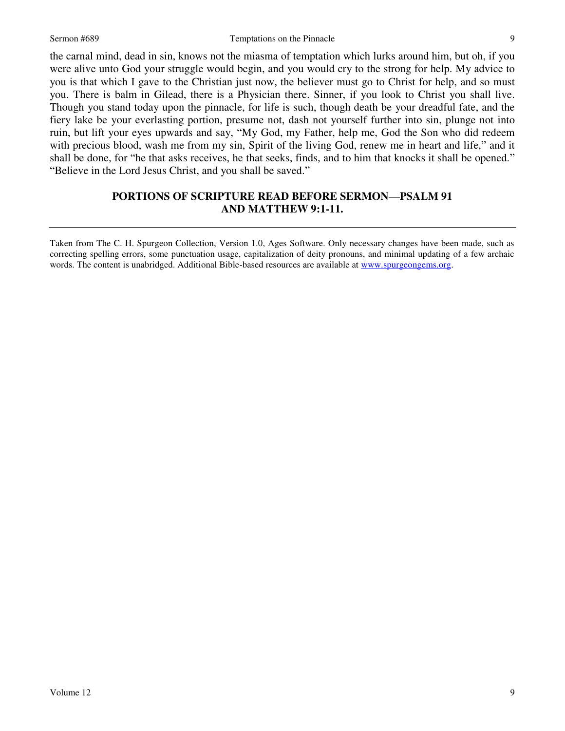the carnal mind, dead in sin, knows not the miasma of temptation which lurks around him, but oh, if you were alive unto God your struggle would begin, and you would cry to the strong for help. My advice to you is that which I gave to the Christian just now, the believer must go to Christ for help, and so must you. There is balm in Gilead, there is a Physician there. Sinner, if you look to Christ you shall live. Though you stand today upon the pinnacle, for life is such, though death be your dreadful fate, and the fiery lake be your everlasting portion, presume not, dash not yourself further into sin, plunge not into ruin, but lift your eyes upwards and say, "My God, my Father, help me, God the Son who did redeem with precious blood, wash me from my sin, Spirit of the living God, renew me in heart and life," and it shall be done, for "he that asks receives, he that seeks, finds, and to him that knocks it shall be opened." "Believe in the Lord Jesus Christ, and you shall be saved."

## PORTIONS OF SCRIPTURE READ BEFORE SERMON—PSALM 91 AND MATTHEW 9:1-11.

---

Taken from The C. H. Spurgeon Collection, Version 1.0, Ages Software. Only necessary changes have been made, such as correcting spelling errors, some punctuation usage, capitalization of deity pronouns, and minimal updating of a few archaic words. The content is unabridged. Additional Bible-based resources are available at www.spurgeongems.org.